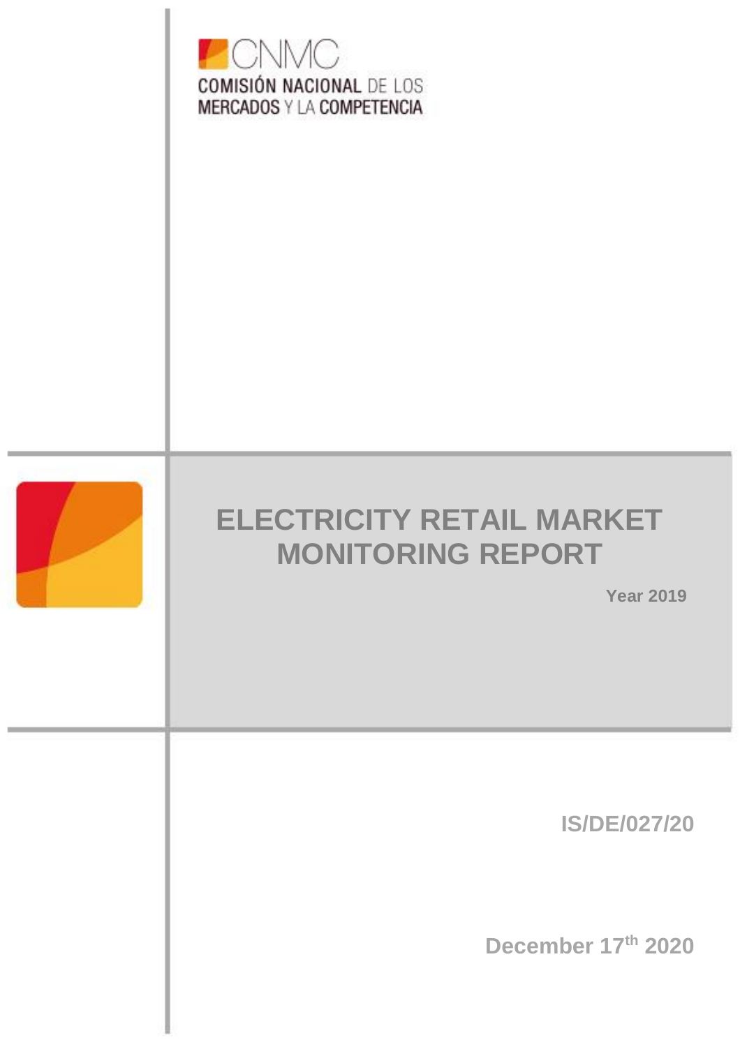CNMC

COMISIÓN NACIONAL DE LOS MERCADOS Y LA COMPETENCIA

# ELECTRICITY RETAIL MARKET MONITORING REPORT

**Year 2019**

**IS/DE/027/20**

**December 17th 2020**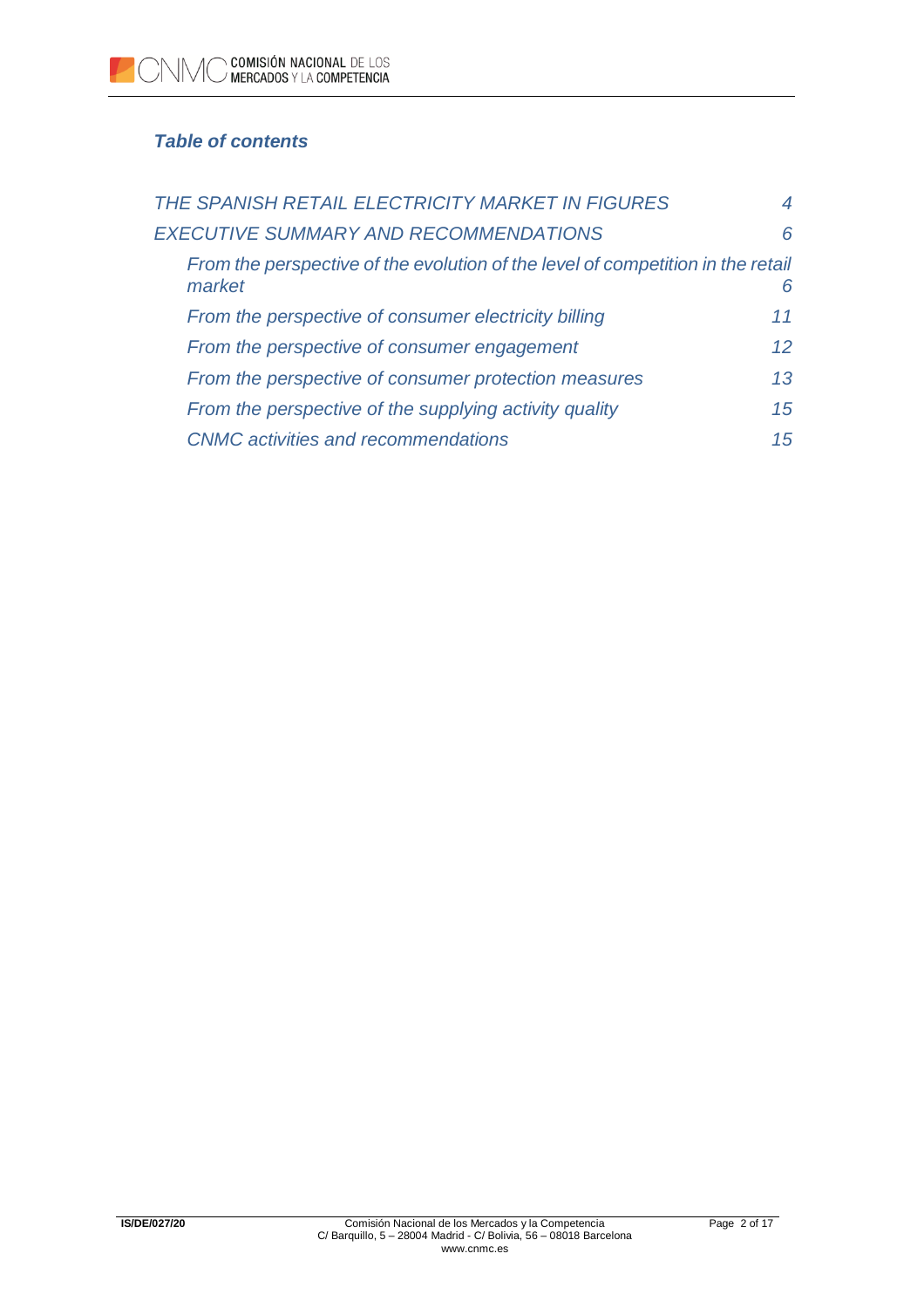***Table of contents***

| | |
|---|---|
| *THE SPANISH RETAIL ELECTRICITY MARKET IN FIGURES* | *4* |
| *EXECUTIVE SUMMARY AND RECOMMENDATIONS* | *6* |
| *From the perspective of the evolution of the level of competition in the retail market* | *6* |
| *From the perspective of consumer electricity billing* | *11* |
| *From the perspective of consumer engagement* | *12* |
| *From the perspective of consumer protection measures* | *13* |
| *From the perspective of the supplying activity quality* | *15* |
| *CNMC activities and recommendations* | *15* |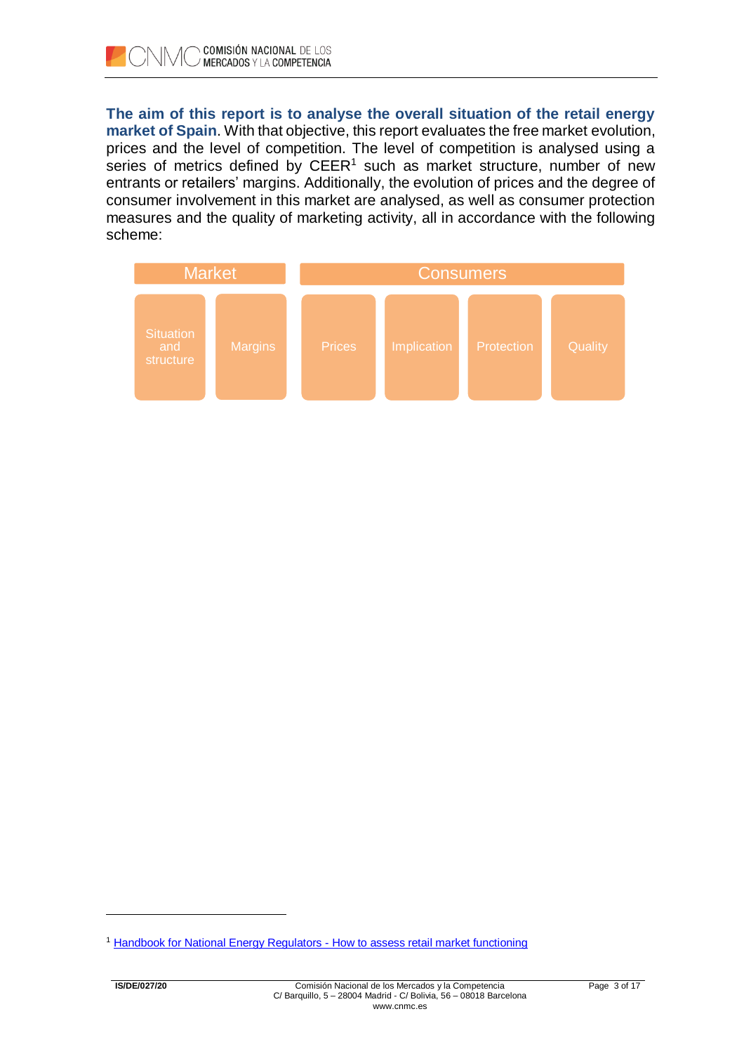**The aim of this report is to analyse the overall situation of the retail energy market of Spain**. With that objective, this report evaluates the free market evolution, prices and the level of competition. The level of competition is analysed using a series of metrics defined by CEER[1] such as market structure, number of new entrants or retailers' margins. Additionally, the evolution of prices and the degree of consumer involvement in this market are analysed, as well as consumer protection measures and the quality of marketing activity, all in accordance with the following scheme:

| Market | | Consumers | | | |
|---|---|---|---|---|---|
| Situation and structure | Margins | Prices | Implication | Protection | Quality |

[1] Handbook for National Energy Regulators - How to assess retail market functioning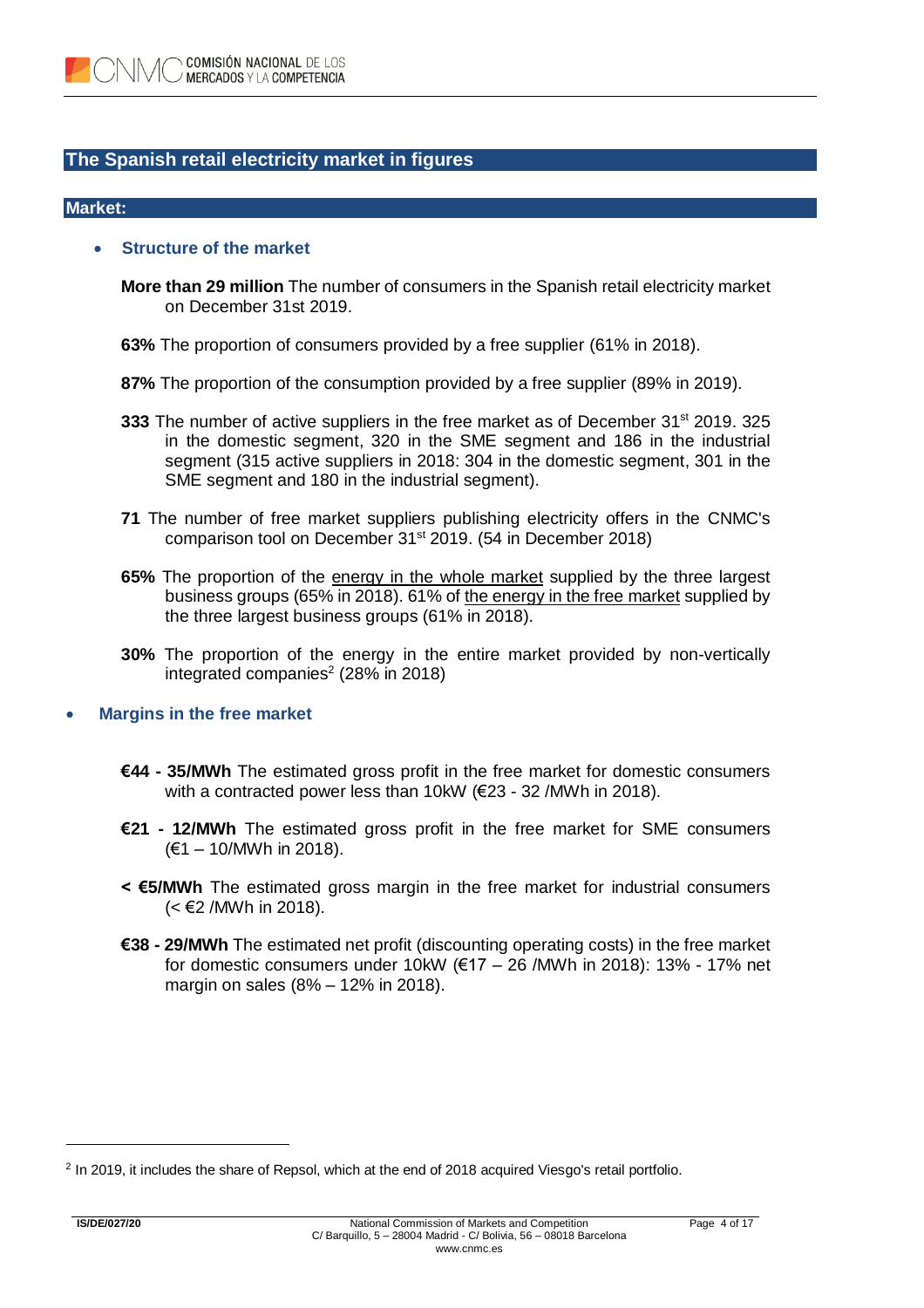## The Spanish retail electricity market in figures

### Market:

- **Structure of the market**

  **More than 29 million** The number of consumers in the Spanish retail electricity market on December 31st 2019.

  **63%** The proportion of consumers provided by a free supplier (61% in 2018).

  **87%** The proportion of the consumption provided by a free supplier (89% in 2019).

  **333** The number of active suppliers in the free market as of December 31st 2019. 325 in the domestic segment, 320 in the SME segment and 186 in the industrial segment (315 active suppliers in 2018: 304 in the domestic segment, 301 in the SME segment and 180 in the industrial segment).

  **71** The number of free market suppliers publishing electricity offers in the CNMC's comparison tool on December 31st 2019. (54 in December 2018)

  **65%** The proportion of the energy in the whole market supplied by the three largest business groups (65% in 2018). 61% of the energy in the free market supplied by the three largest business groups (61% in 2018).

  **30%** The proportion of the energy in the entire market provided by non-vertically integrated companies[2] (28% in 2018)

- **Margins in the free market**

  **€44 - 35/MWh** The estimated gross profit in the free market for domestic consumers with a contracted power less than 10kW (€23 - 32 /MWh in 2018).

  **€21 - 12/MWh** The estimated gross profit in the free market for SME consumers (€1 – 10/MWh in 2018).

  **< €5/MWh** The estimated gross margin in the free market for industrial consumers (< €2 /MWh in 2018).

  **€38 - 29/MWh** The estimated net profit (discounting operating costs) in the free market for domestic consumers under 10kW (€17 – 26 /MWh in 2018): 13% - 17% net margin on sales (8% – 12% in 2018).

---

[2] In 2019, it includes the share of Repsol, which at the end of 2018 acquired Viesgo's retail portfolio.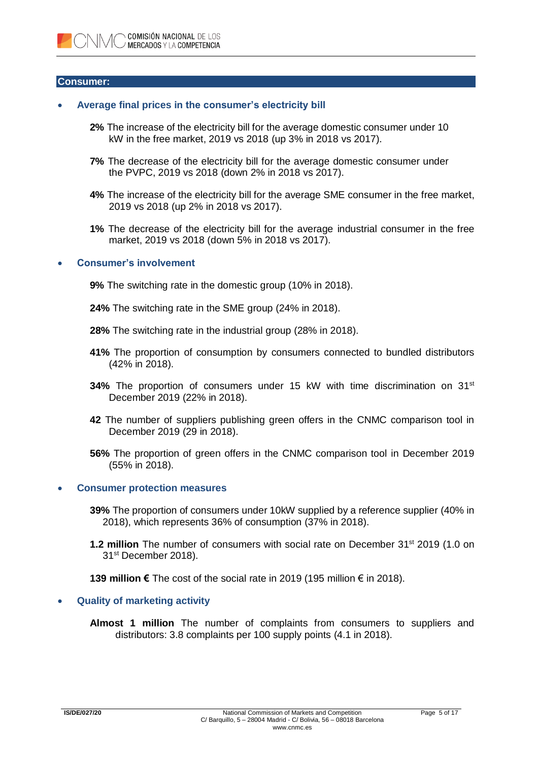## Consumer:

- **Average final prices in the consumer's electricity bill**

  **2%** The increase of the electricity bill for the average domestic consumer under 10 kW in the free market, 2019 vs 2018 (up 3% in 2018 vs 2017).

  **7%** The decrease of the electricity bill for the average domestic consumer under the PVPC, 2019 vs 2018 (down 2% in 2018 vs 2017).

  **4%** The increase of the electricity bill for the average SME consumer in the free market, 2019 vs 2018 (up 2% in 2018 vs 2017).

  **1%** The decrease of the electricity bill for the average industrial consumer in the free market, 2019 vs 2018 (down 5% in 2018 vs 2017).

- **Consumer's involvement**

  **9%** The switching rate in the domestic group (10% in 2018).

  **24%** The switching rate in the SME group (24% in 2018).

  **28%** The switching rate in the industrial group (28% in 2018).

  **41%** The proportion of consumption by consumers connected to bundled distributors (42% in 2018).

  **34%** The proportion of consumers under 15 kW with time discrimination on 31st December 2019 (22% in 2018).

  **42** The number of suppliers publishing green offers in the CNMC comparison tool in December 2019 (29 in 2018).

  **56%** The proportion of green offers in the CNMC comparison tool in December 2019 (55% in 2018).

- **Consumer protection measures**

  **39%** The proportion of consumers under 10kW supplied by a reference supplier (40% in 2018), which represents 36% of consumption (37% in 2018).

  **1.2 million** The number of consumers with social rate on December 31st 2019 (1.0 on 31st December 2018).

  **139 million €** The cost of the social rate in 2019 (195 million € in 2018).

- **Quality of marketing activity**

  **Almost 1 million** The number of complaints from consumers to suppliers and distributors: 3.8 complaints per 100 supply points (4.1 in 2018).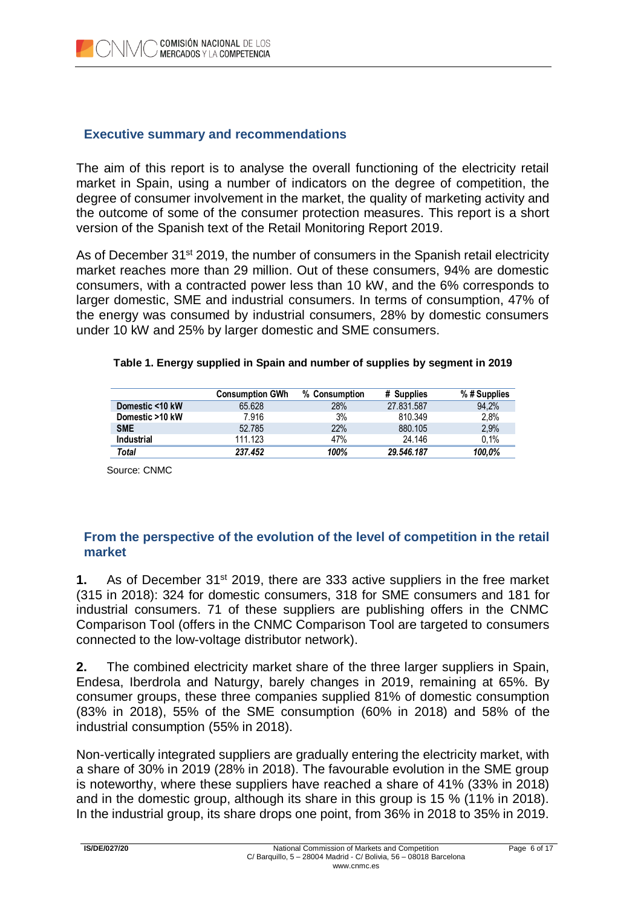## Executive summary and recommendations

The aim of this report is to analyse the overall functioning of the electricity retail market in Spain, using a number of indicators on the degree of competition, the degree of consumer involvement in the market, the quality of marketing activity and the outcome of some of the consumer protection measures. This report is a short version of the Spanish text of the Retail Monitoring Report 2019.

As of December 31st 2019, the number of consumers in the Spanish retail electricity market reaches more than 29 million. Out of these consumers, 94% are domestic consumers, with a contracted power less than 10 kW, and the 6% corresponds to larger domestic, SME and industrial consumers. In terms of consumption, 47% of the energy was consumed by industrial consumers, 28% by domestic consumers under 10 kW and 25% by larger domestic and SME consumers.

**Table 1. Energy supplied in Spain and number of supplies by segment in 2019**

| | Consumption GWh | % Consumption | # Supplies | % # Supplies |
|---|---|---|---|---|
| **Domestic <10 kW** | 65.628 | 28% | 27.831.587 | 94,2% |
| **Domestic >10 kW** | 7.916 | 3% | 810.349 | 2,8% |
| **SME** | 52.785 | 22% | 880.105 | 2,9% |
| **Industrial** | 111.123 | 47% | 24.146 | 0,1% |
| ***Total*** | ***237.452*** | ***100%*** | ***29.546.187*** | ***100,0%*** |

Source: CNMC

## From the perspective of the evolution of the level of competition in the retail market

**1.** As of December 31st 2019, there are 333 active suppliers in the free market (315 in 2018): 324 for domestic consumers, 318 for SME consumers and 181 for industrial consumers. 71 of these suppliers are publishing offers in the CNMC Comparison Tool (offers in the CNMC Comparison Tool are targeted to consumers connected to the low-voltage distributor network).

**2.** The combined electricity market share of the three larger suppliers in Spain, Endesa, Iberdrola and Naturgy, barely changes in 2019, remaining at 65%. By consumer groups, these three companies supplied 81% of domestic consumption (83% in 2018), 55% of the SME consumption (60% in 2018) and 58% of the industrial consumption (55% in 2018).

Non-vertically integrated suppliers are gradually entering the electricity market, with a share of 30% in 2019 (28% in 2018). The favourable evolution in the SME group is noteworthy, where these suppliers have reached a share of 41% (33% in 2018) and in the domestic group, although its share in this group is 15 % (11% in 2018). In the industrial group, its share drops one point, from 36% in 2018 to 35% in 2019.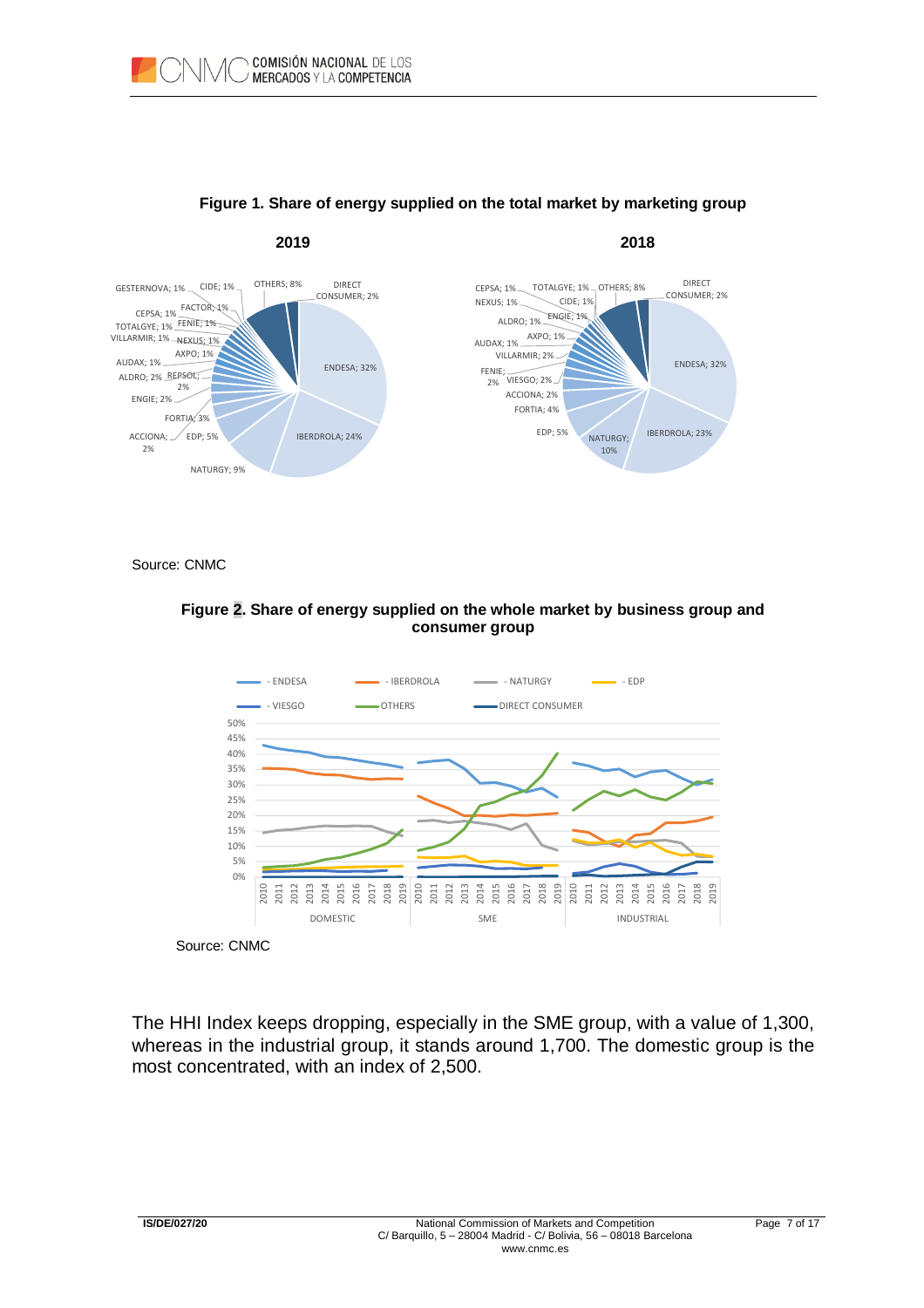**Figure 1. Share of energy supplied on the total market by marketing group**

Source: CNMC

**Figure 2. Share of energy supplied on the whole market by business group and consumer group**

Source: CNMC

The HHI Index keeps dropping, especially in the SME group, with a value of 1,300, whereas in the industrial group, it stands around 1,700. The domestic group is the most concentrated, with an index of 2,500.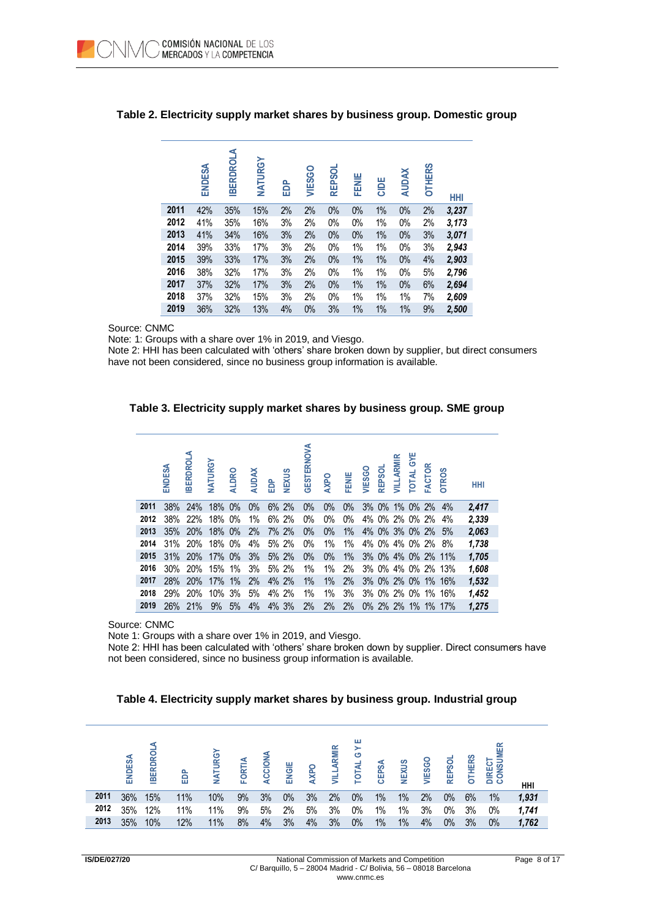**Table 2. Electricity supply market shares by business group. Domestic group**

| | ENDESA | IBERDROLA | NATURGY | EDP | VIESGO | REPSOL | FENIE | CIDE | AUDAX | OTHERS | HHI |
|---|---|---|---|---|---|---|---|---|---|---|---|
| 2011 | 42% | 35% | 15% | 2% | 2% | 0% | 0% | 1% | 0% | 2% | ***3,237*** |
| 2012 | 41% | 35% | 16% | 3% | 2% | 0% | 0% | 1% | 0% | 2% | ***3,173*** |
| 2013 | 41% | 34% | 16% | 3% | 2% | 0% | 0% | 1% | 0% | 3% | ***3,071*** |
| 2014 | 39% | 33% | 17% | 3% | 2% | 0% | 1% | 1% | 0% | 3% | ***2,943*** |
| 2015 | 39% | 33% | 17% | 3% | 2% | 0% | 1% | 1% | 0% | 4% | ***2,903*** |
| 2016 | 38% | 32% | 17% | 3% | 2% | 0% | 1% | 1% | 0% | 5% | ***2,796*** |
| 2017 | 37% | 32% | 17% | 3% | 2% | 0% | 1% | 1% | 0% | 6% | ***2,694*** |
| 2018 | 37% | 32% | 15% | 3% | 2% | 0% | 1% | 1% | 1% | 7% | ***2,609*** |
| 2019 | 36% | 32% | 13% | 4% | 0% | 3% | 1% | 1% | 1% | 9% | ***2,500*** |

Source: CNMC

Note: 1: Groups with a share over 1% in 2019, and Viesgo.

Note 2: HHI has been calculated with 'others' share broken down by supplier, but direct consumers have not been considered, since no business group information is available.

**Table 3. Electricity supply market shares by business group. SME group**

| | ENDESA | IBERDROLA | NATURGY | ALDRO | AUDAX | EDP | NEXUS | GESTERNOVA | AXPO | FENIE | VIESGO | REPSOL | VILLARMIR | TOTAL GYE | FACTOR | OTROS | HHI |
|---|---|---|---|---|---|---|---|---|---|---|---|---|---|---|---|---|---|
| 2011 | 38% | 24% | 18% | 0% | 0% | 6% | 2% | 0% | 0% | 0% | 3% | 0% | 1% | 0% | 2% | 4% | ***2,417*** |
| 2012 | 38% | 22% | 18% | 0% | 1% | 6% | 2% | 0% | 0% | 0% | 4% | 0% | 2% | 0% | 2% | 4% | ***2,339*** |
| 2013 | 35% | 20% | 18% | 0% | 2% | 7% | 2% | 0% | 0% | 1% | 4% | 0% | 3% | 0% | 2% | 5% | ***2,063*** |
| 2014 | 31% | 20% | 18% | 0% | 4% | 5% | 2% | 0% | 1% | 1% | 4% | 0% | 4% | 0% | 2% | 8% | ***1,738*** |
| 2015 | 31% | 20% | 17% | 0% | 3% | 5% | 2% | 0% | 0% | 1% | 3% | 0% | 4% | 0% | 2% | 11% | ***1,705*** |
| 2016 | 30% | 20% | 15% | 1% | 3% | 5% | 2% | 1% | 1% | 2% | 3% | 0% | 4% | 0% | 2% | 13% | ***1,608*** |
| 2017 | 28% | 20% | 17% | 1% | 2% | 4% | 2% | 1% | 1% | 2% | 3% | 0% | 2% | 0% | 1% | 16% | ***1,532*** |
| 2018 | 29% | 20% | 10% | 3% | 5% | 4% | 2% | 1% | 1% | 3% | 3% | 0% | 2% | 0% | 1% | 16% | ***1,452*** |
| 2019 | 26% | 21% | 9% | 5% | 4% | 4% | 3% | 2% | 2% | 2% | 0% | 2% | 2% | 1% | 1% | 17% | ***1,275*** |

Source: CNMC

Note 1: Groups with a share over 1% in 2019, and Viesgo.

Note 2: HHI has been calculated with 'others' share broken down by supplier. Direct consumers have not been considered, since no business group information is available.

**Table 4. Electricity supply market shares by business group. Industrial group**

| | ENDESA | IBERDROLA | EDP | NATURGY | FORTIA | ACCIONA | ENGIE | AXPO | VILLARMIR | TOTAL G Y E | CEPSA | NEXUS | VIESGO | REPSOL | OTHERS | DIRECT CONSUMER | HHI |
|---|---|---|---|---|---|---|---|---|---|---|---|---|---|---|---|---|---|
| 2011 | 36% | 15% | 11% | 10% | 9% | 3% | 0% | 3% | 2% | 0% | 1% | 1% | 2% | 0% | 6% | 1% | ***1,931*** |
| 2012 | 35% | 12% | 11% | 11% | 9% | 5% | 2% | 5% | 3% | 0% | 1% | 1% | 3% | 0% | 3% | 0% | ***1,741*** |
| 2013 | 35% | 10% | 12% | 11% | 8% | 4% | 3% | 4% | 3% | 0% | 1% | 1% | 4% | 0% | 3% | 0% | ***1,762*** |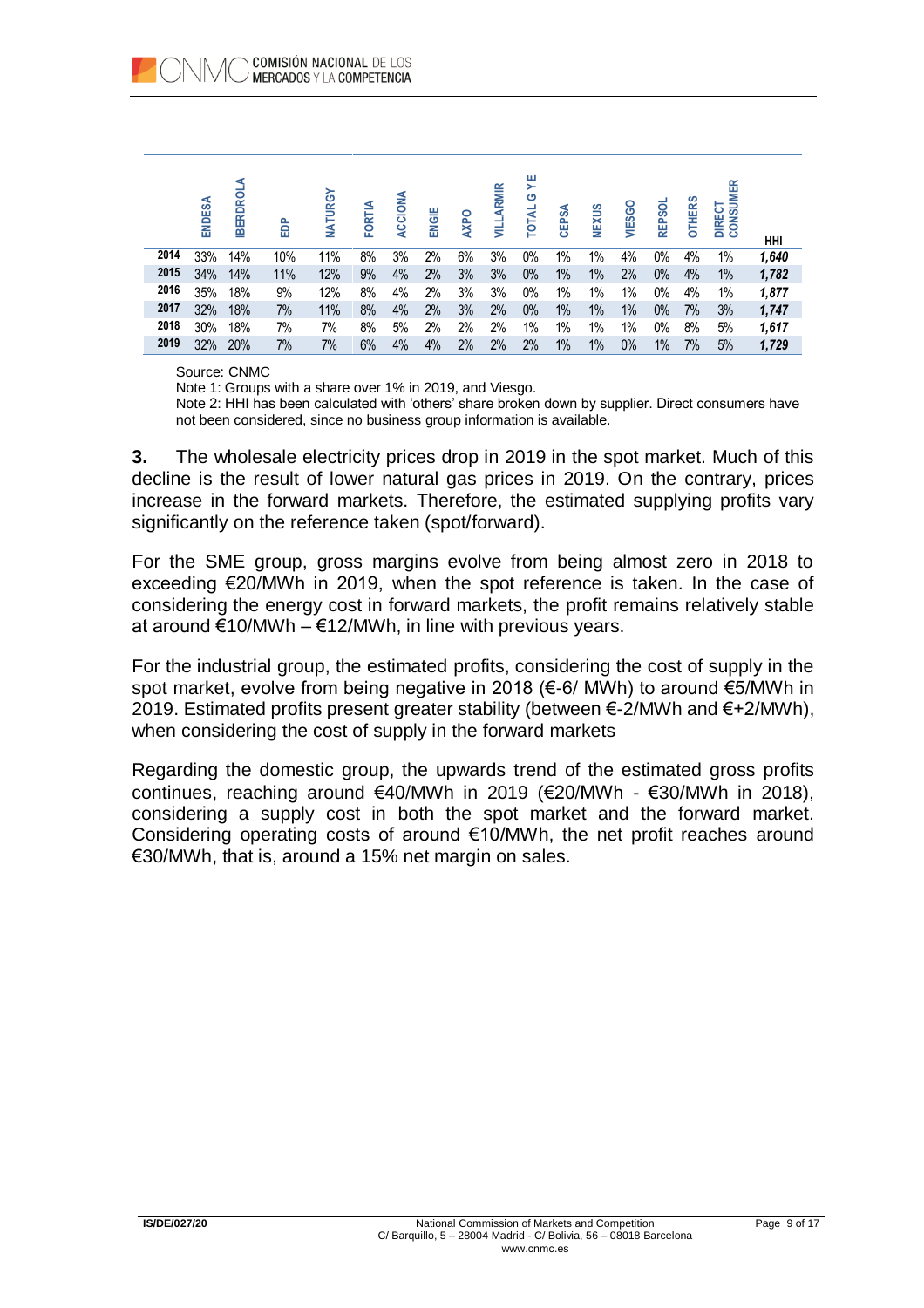| | ENDESA | IBERDROLA | EDP | NATURGY | FORTIA | ACCIONA | ENGIE | AXPO | VILLARMIR | TOTAL G Y E | CEPSA | NEXUS | VIESGO | REPSOL | OTHERS | DIRECT CONSUMER | HHI |
|---|---|---|---|---|---|---|---|---|---|---|---|---|---|---|---|---|---|
| 2014 | 33% | 14% | 10% | 11% | 8% | 3% | 2% | 6% | 3% | 0% | 1% | 1% | 4% | 0% | 4% | 1% | *1,640* |
| 2015 | 34% | 14% | 11% | 12% | 9% | 4% | 2% | 3% | 3% | 0% | 1% | 1% | 2% | 0% | 4% | 1% | *1,782* |
| 2016 | 35% | 18% | 9% | 12% | 8% | 4% | 2% | 3% | 3% | 0% | 1% | 1% | 1% | 0% | 4% | 1% | *1,877* |
| 2017 | 32% | 18% | 7% | 11% | 8% | 4% | 2% | 3% | 2% | 0% | 1% | 1% | 1% | 0% | 7% | 3% | *1,747* |
| 2018 | 30% | 18% | 7% | 7% | 8% | 5% | 2% | 2% | 2% | 1% | 1% | 1% | 1% | 0% | 8% | 5% | *1,617* |
| 2019 | 32% | 20% | 7% | 7% | 6% | 4% | 4% | 2% | 2% | 2% | 1% | 1% | 0% | 1% | 7% | 5% | *1,729* |

Source: CNMC

Note 1: Groups with a share over 1% in 2019, and Viesgo.

Note 2: HHI has been calculated with 'others' share broken down by supplier. Direct consumers have not been considered, since no business group information is available.

**3.** The wholesale electricity prices drop in 2019 in the spot market. Much of this decline is the result of lower natural gas prices in 2019. On the contrary, prices increase in the forward markets. Therefore, the estimated supplying profits vary significantly on the reference taken (spot/forward).

For the SME group, gross margins evolve from being almost zero in 2018 to exceeding €20/MWh in 2019, when the spot reference is taken. In the case of considering the energy cost in forward markets, the profit remains relatively stable at around €10/MWh – €12/MWh, in line with previous years.

For the industrial group, the estimated profits, considering the cost of supply in the spot market, evolve from being negative in 2018 (€-6/ MWh) to around €5/MWh in 2019. Estimated profits present greater stability (between €-2/MWh and €+2/MWh), when considering the cost of supply in the forward markets

Regarding the domestic group, the upwards trend of the estimated gross profits continues, reaching around €40/MWh in 2019 (€20/MWh - €30/MWh in 2018), considering a supply cost in both the spot market and the forward market. Considering operating costs of around €10/MWh, the net profit reaches around €30/MWh, that is, around a 15% net margin on sales.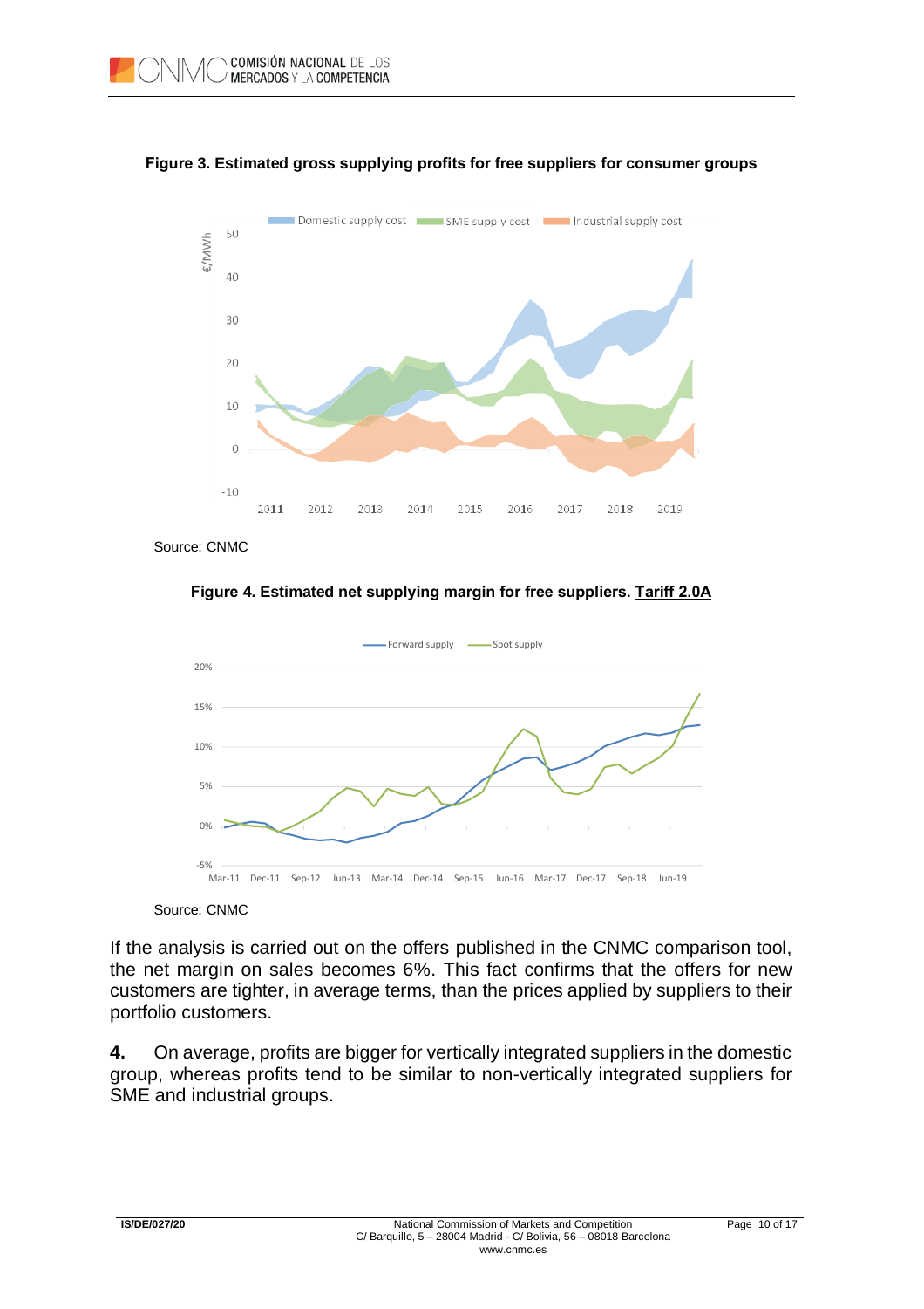**Figure 3. Estimated gross supplying profits for free suppliers for consumer groups**

Source: CNMC

**Figure 4. Estimated net supplying margin for free suppliers. Tariff 2.0A**

Source: CNMC

If the analysis is carried out on the offers published in the CNMC comparison tool, the net margin on sales becomes 6%. This fact confirms that the offers for new customers are tighter, in average terms, than the prices applied by suppliers to their portfolio customers.

**4.** On average, profits are bigger for vertically integrated suppliers in the domestic group, whereas profits tend to be similar to non-vertically integrated suppliers for SME and industrial groups.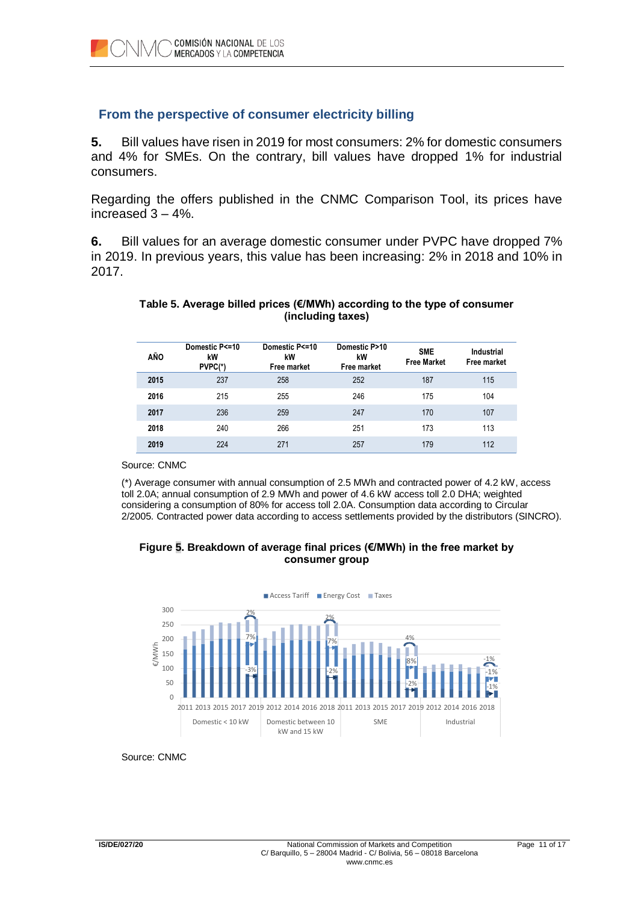## From the perspective of consumer electricity billing

**5.** Bill values have risen in 2019 for most consumers: 2% for domestic consumers and 4% for SMEs. On the contrary, bill values have dropped 1% for industrial consumers.

Regarding the offers published in the CNMC Comparison Tool, its prices have increased 3 – 4%.

**6.** Bill values for an average domestic consumer under PVPC have dropped 7% in 2019. In previous years, this value has been increasing: 2% in 2018 and 10% in 2017.

**Table 5. Average billed prices (€/MWh) according to the type of consumer (including taxes)**

| AÑO | Domestic P<=10 kW PVPC(*) | Domestic P<=10 kW Free market | Domestic P>10 kW Free market | SME Free Market | Industrial Free market |
|---|---|---|---|---|---|
| **2015** | 237 | 258 | 252 | 187 | 115 |
| **2016** | 215 | 255 | 246 | 175 | 104 |
| **2017** | 236 | 259 | 247 | 170 | 107 |
| **2018** | 240 | 266 | 251 | 173 | 113 |
| **2019** | 224 | 271 | 257 | 179 | 112 |

Source: CNMC

(*) Average consumer with annual consumption of 2.5 MWh and contracted power of 4.2 kW, access toll 2.0A; annual consumption of 2.9 MWh and power of 4.6 kW access toll 2.0 DHA; weighted considering a consumption of 80% for access toll 2.0A. Consumption data according to Circular 2/2005. Contracted power data according to access settlements provided by the distributors (SINCRO).

**Figure 5. Breakdown of average final prices (€/MWh) in the free market by consumer group**

Source: CNMC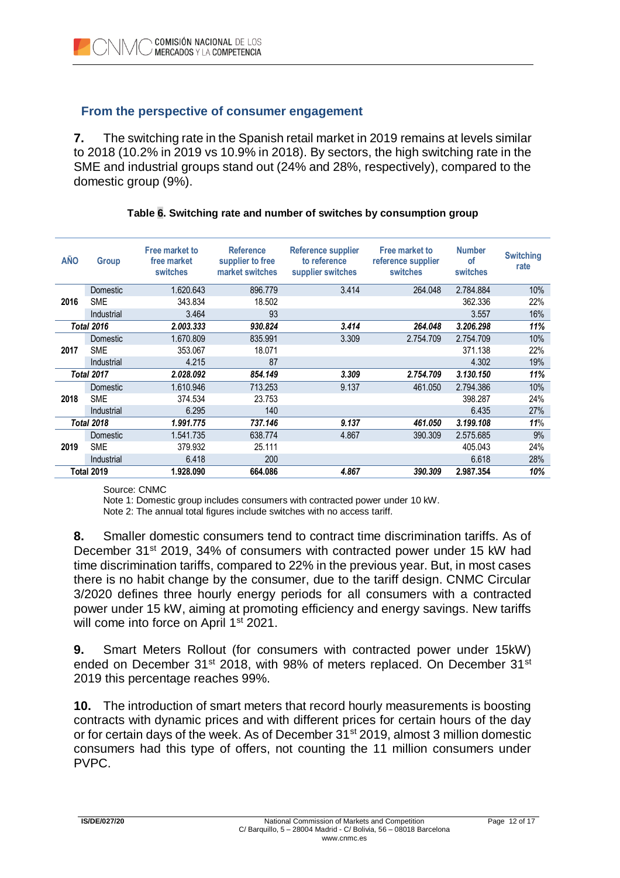## From the perspective of consumer engagement

**7.** The switching rate in the Spanish retail market in 2019 remains at levels similar to 2018 (10.2% in 2019 vs 10.9% in 2018). By sectors, the high switching rate in the SME and industrial groups stand out (24% and 28%, respectively), compared to the domestic group (9%).

**Table 6. Switching rate and number of switches by consumption group**

| AÑO | Group | Free market to free market switches | Reference supplier to free market switches | Reference supplier to reference supplier switches | Free market to reference supplier switches | Number of switches | Switching rate |
|---|---|---|---|---|---|---|---|
| 2016 | Domestic | 1.620.643 | 896.779 | 3.414 | 264.048 | 2.784.884 | 10% |
| | SME | 343.834 | 18.502 | | | 362.336 | 22% |
| | Industrial | 3.464 | 93 | | | 3.557 | 16% |
| ***Total 2016*** | | ***2.003.333*** | ***930.824*** | ***3.414*** | ***264.048*** | ***3.206.298*** | ***11%*** |
| 2017 | Domestic | 1.670.809 | 835.991 | 3.309 | 2.754.709 | 2.754.709 | 10% |
| | SME | 353.067 | 18.071 | | | 371.138 | 22% |
| | Industrial | 4.215 | 87 | | | 4.302 | 19% |
| ***Total 2017*** | | ***2.028.092*** | ***854.149*** | ***3.309*** | ***2.754.709*** | ***3.130.150*** | ***11%*** |
| 2018 | Domestic | 1.610.946 | 713.253 | 9.137 | 461.050 | 2.794.386 | 10% |
| | SME | 374.534 | 23.753 | | | 398.287 | 24% |
| | Industrial | 6.295 | 140 | | | 6.435 | 27% |
| ***Total 2018*** | | ***1.991.775*** | ***737.146*** | ***9.137*** | ***461.050*** | ***3.199.108*** | ***11%*** |
| 2019 | Domestic | 1.541.735 | 638.774 | 4.867 | 390.309 | 2.575.685 | 9% |
| | SME | 379.932 | 25.111 | | | 405.043 | 24% |
| | Industrial | 6.418 | 200 | | | 6.618 | 28% |
| **Total 2019** | | **1.928.090** | **664.086** | ***4.867*** | ***390.309*** | **2.987.354** | ***10%*** |

Source: CNMC

Note 1: Domestic group includes consumers with contracted power under 10 kW.

Note 2: The annual total figures include switches with no access tariff.

**8.** Smaller domestic consumers tend to contract time discrimination tariffs. As of December 31st 2019, 34% of consumers with contracted power under 15 kW had time discrimination tariffs, compared to 22% in the previous year. But, in most cases there is no habit change by the consumer, due to the tariff design. CNMC Circular 3/2020 defines three hourly energy periods for all consumers with a contracted power under 15 kW, aiming at promoting efficiency and energy savings. New tariffs will come into force on April 1st 2021.

**9.** Smart Meters Rollout (for consumers with contracted power under 15kW) ended on December 31st 2018, with 98% of meters replaced. On December 31st 2019 this percentage reaches 99%.

**10.** The introduction of smart meters that record hourly measurements is boosting contracts with dynamic prices and with different prices for certain hours of the day or for certain days of the week. As of December 31st 2019, almost 3 million domestic consumers had this type of offers, not counting the 11 million consumers under PVPC.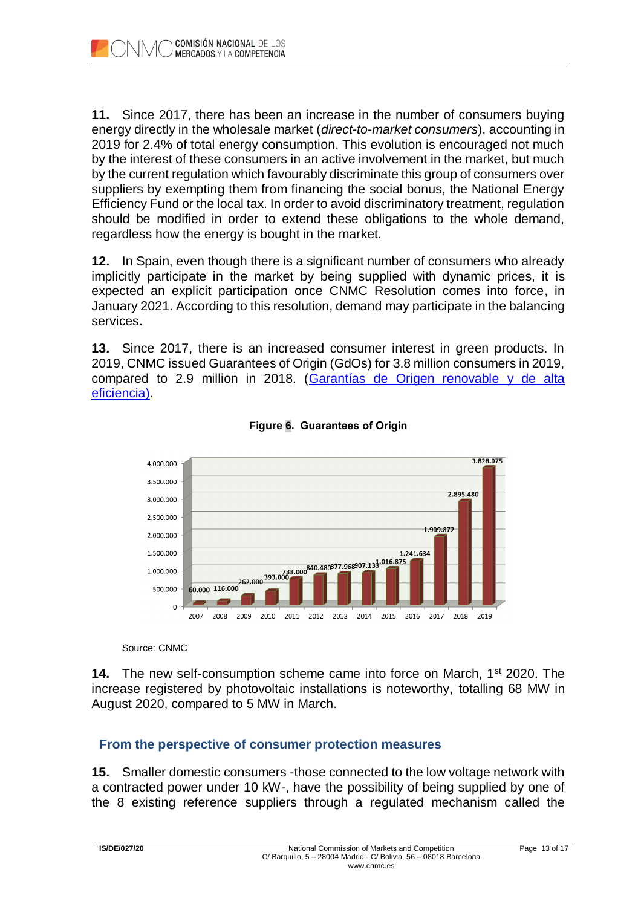**11.** Since 2017, there has been an increase in the number of consumers buying energy directly in the wholesale market (*direct-to-market consumers*), accounting in 2019 for 2.4% of total energy consumption. This evolution is encouraged not much by the interest of these consumers in an active involvement in the market, but much by the current regulation which favourably discriminate this group of consumers over suppliers by exempting them from financing the social bonus, the National Energy Efficiency Fund or the local tax. In order to avoid discriminatory treatment, regulation should be modified in order to extend these obligations to the whole demand, regardless how the energy is bought in the market.

**12.** In Spain, even though there is a significant number of consumers who already implicitly participate in the market by being supplied with dynamic prices, it is expected an explicit participation once CNMC Resolution comes into force, in January 2021. According to this resolution, demand may participate in the balancing services.

**13.** Since 2017, there is an increased consumer interest in green products. In 2019, CNMC issued Guarantees of Origin (GdOs) for 3.8 million consumers in 2019, compared to 2.9 million in 2018. (Garantías de Origen renovable y de alta eficiencia).

**Figure 6. Guarantees of Origin**

| Year | Guarantees of Origin |
|---|---|
| 2007 | 60.000 |
| 2008 | 116.000 |
| 2009 | 262.000 |
| 2010 | 393.000 |
| 2011 | 733.000 |
| 2012 | 840.480 |
| 2013 | 877.968 |
| 2014 | 907.133 |
| 2015 | 1.016.875 |
| 2016 | 1.241.634 |
| 2017 | 1.909.872 |
| 2018 | 2.895.480 |
| 2019 | 3.828.075 |

Source: CNMC

**14.** The new self-consumption scheme came into force on March, 1st 2020. The increase registered by photovoltaic installations is noteworthy, totalling 68 MW in August 2020, compared to 5 MW in March.

## From the perspective of consumer protection measures

**15.** Smaller domestic consumers -those connected to the low voltage network with a contracted power under 10 kW-, have the possibility of being supplied by one of the 8 existing reference suppliers through a regulated mechanism called the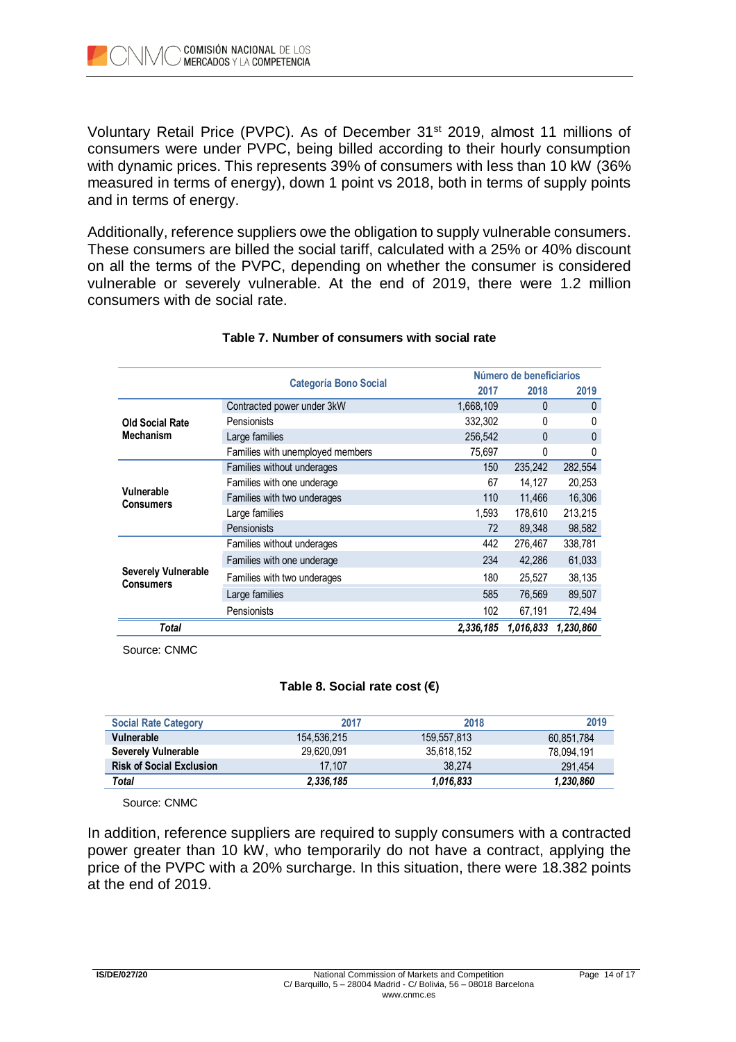Voluntary Retail Price (PVPC). As of December 31st 2019, almost 11 millions of consumers were under PVPC, being billed according to their hourly consumption with dynamic prices. This represents 39% of consumers with less than 10 kW (36% measured in terms of energy), down 1 point vs 2018, both in terms of supply points and in terms of energy.

Additionally, reference suppliers owe the obligation to supply vulnerable consumers. These consumers are billed the social tariff, calculated with a 25% or 40% discount on all the terms of the PVPC, depending on whether the consumer is considered vulnerable or severely vulnerable. At the end of 2019, there were 1.2 million consumers with de social rate.

**Table 7. Number of consumers with social rate**

| Categoría Bono Social | | Número de beneficiarios | | |
|---|---|---|---|---|
| | | 2017 | 2018 | 2019 |
| Old Social Rate Mechanism | Contracted power under 3kW | 1,668,109 | 0 | 0 |
| | Pensionists | 332,302 | 0 | 0 |
| | Large families | 256,542 | 0 | 0 |
| | Families with unemployed members | 75,697 | 0 | 0 |
| Vulnerable Consumers | Families without underages | 150 | 235,242 | 282,554 |
| | Families with one underage | 67 | 14,127 | 20,253 |
| | Families with two underages | 110 | 11,466 | 16,306 |
| | Large families | 1,593 | 178,610 | 213,215 |
| | Pensionists | 72 | 89,348 | 98,582 |
| Severely Vulnerable Consumers | Families without underages | 442 | 276,467 | 338,781 |
| | Families with one underage | 234 | 42,286 | 61,033 |
| | Families with two underages | 180 | 25,527 | 38,135 |
| | Large families | 585 | 76,569 | 89,507 |
| | Pensionists | 102 | 67,191 | 72,494 |
| ***Total*** | | ***2,336,185*** | ***1,016,833*** | ***1,230,860*** |

Source: CNMC

**Table 8. Social rate cost (€)**

| Social Rate Category | 2017 | 2018 | 2019 |
|---|---|---|---|
| **Vulnerable** | 154,536,215 | 159,557,813 | 60,851,784 |
| **Severely Vulnerable** | 29,620,091 | 35,618,152 | 78,094,191 |
| **Risk of Social Exclusion** | 17,107 | 38,274 | 291,454 |
| ***Total*** | ***2,336,185*** | ***1,016,833*** | ***1,230,860*** |

Source: CNMC

In addition, reference suppliers are required to supply consumers with a contracted power greater than 10 kW, who temporarily do not have a contract, applying the price of the PVPC with a 20% surcharge. In this situation, there were 18.382 points at the end of 2019.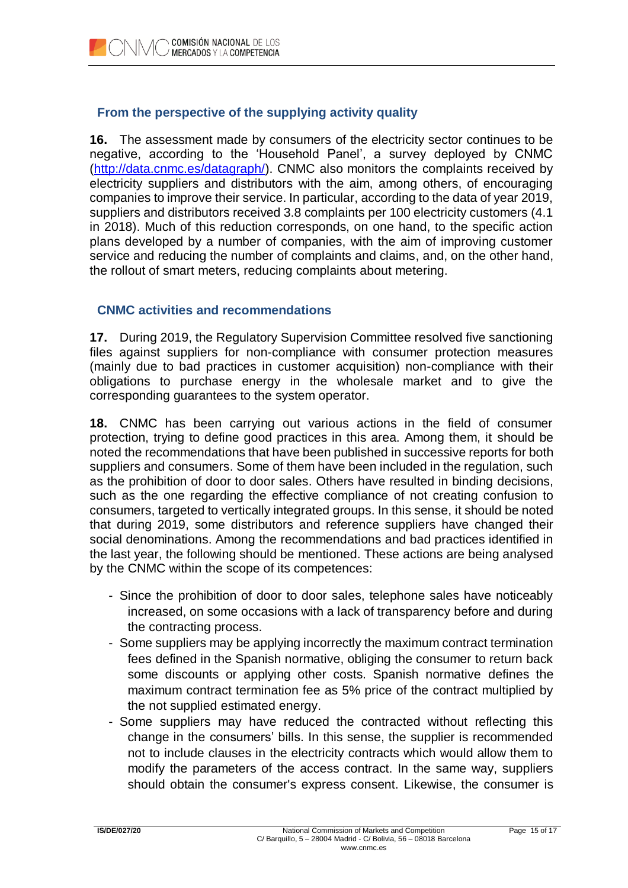## From the perspective of the supplying activity quality

**16.** The assessment made by consumers of the electricity sector continues to be negative, according to the 'Household Panel', a survey deployed by CNMC (http://data.cnmc.es/datagraph/). CNMC also monitors the complaints received by electricity suppliers and distributors with the aim, among others, of encouraging companies to improve their service. In particular, according to the data of year 2019, suppliers and distributors received 3.8 complaints per 100 electricity customers (4.1 in 2018). Much of this reduction corresponds, on one hand, to the specific action plans developed by a number of companies, with the aim of improving customer service and reducing the number of complaints and claims, and, on the other hand, the rollout of smart meters, reducing complaints about metering.

## CNMC activities and recommendations

**17.** During 2019, the Regulatory Supervision Committee resolved five sanctioning files against suppliers for non-compliance with consumer protection measures (mainly due to bad practices in customer acquisition) non-compliance with their obligations to purchase energy in the wholesale market and to give the corresponding guarantees to the system operator.

**18.** CNMC has been carrying out various actions in the field of consumer protection, trying to define good practices in this area. Among them, it should be noted the recommendations that have been published in successive reports for both suppliers and consumers. Some of them have been included in the regulation, such as the prohibition of door to door sales. Others have resulted in binding decisions, such as the one regarding the effective compliance of not creating confusion to consumers, targeted to vertically integrated groups. In this sense, it should be noted that during 2019, some distributors and reference suppliers have changed their social denominations. Among the recommendations and bad practices identified in the last year, the following should be mentioned. These actions are being analysed by the CNMC within the scope of its competences:

- Since the prohibition of door to door sales, telephone sales have noticeably increased, on some occasions with a lack of transparency before and during the contracting process.
- Some suppliers may be applying incorrectly the maximum contract termination fees defined in the Spanish normative, obliging the consumer to return back some discounts or applying other costs. Spanish normative defines the maximum contract termination fee as 5% price of the contract multiplied by the not supplied estimated energy.
- Some suppliers may have reduced the contracted without reflecting this change in the consumers' bills. In this sense, the supplier is recommended not to include clauses in the electricity contracts which would allow them to modify the parameters of the access contract. In the same way, suppliers should obtain the consumer's express consent. Likewise, the consumer is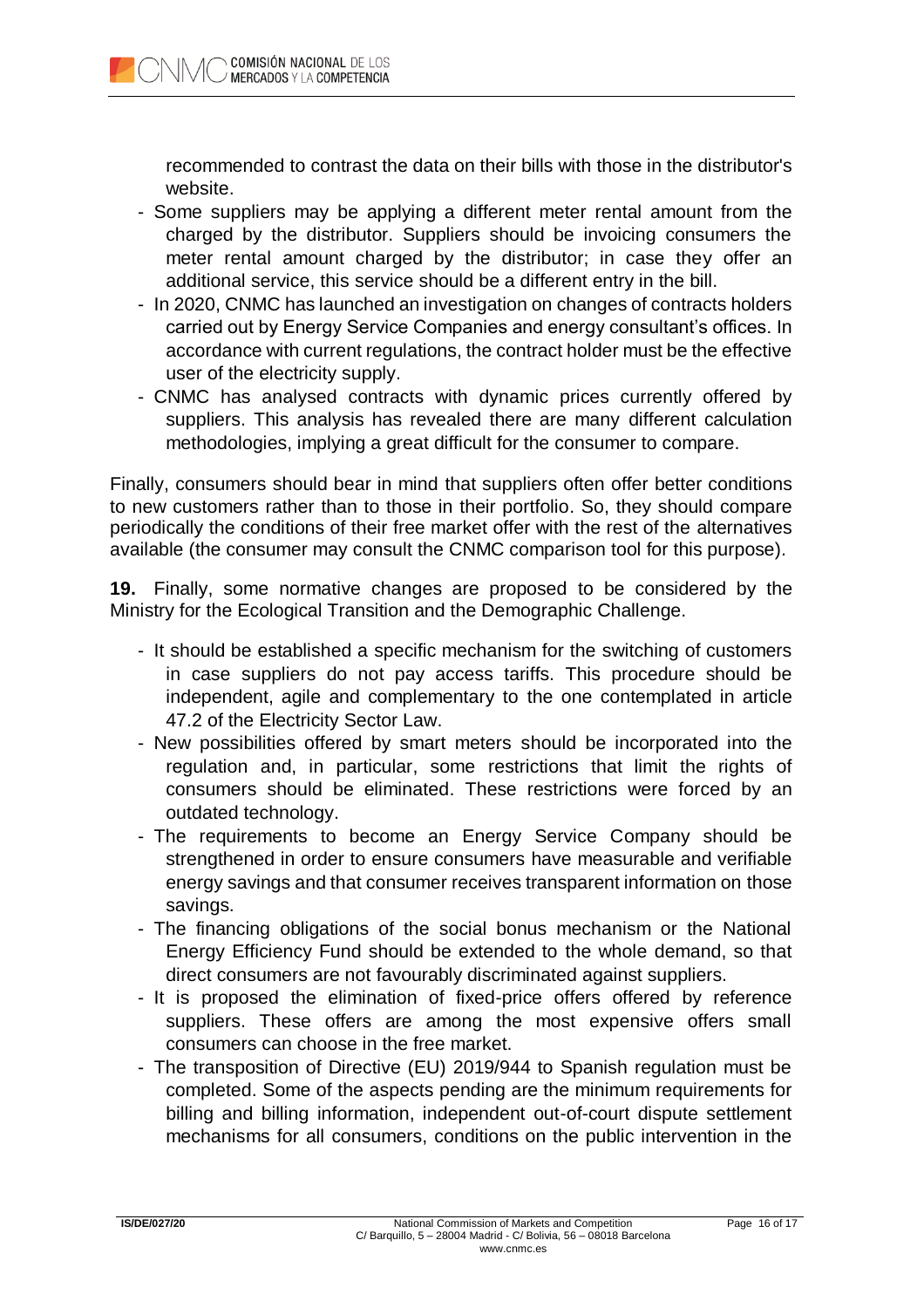recommended to contrast the data on their bills with those in the distributor's website.

- Some suppliers may be applying a different meter rental amount from the charged by the distributor. Suppliers should be invoicing consumers the meter rental amount charged by the distributor; in case they offer an additional service, this service should be a different entry in the bill.
- In 2020, CNMC has launched an investigation on changes of contracts holders carried out by Energy Service Companies and energy consultant's offices. In accordance with current regulations, the contract holder must be the effective user of the electricity supply.
- CNMC has analysed contracts with dynamic prices currently offered by suppliers. This analysis has revealed there are many different calculation methodologies, implying a great difficult for the consumer to compare.

Finally, consumers should bear in mind that suppliers often offer better conditions to new customers rather than to those in their portfolio. So, they should compare periodically the conditions of their free market offer with the rest of the alternatives available (the consumer may consult the CNMC comparison tool for this purpose).

**19.** Finally, some normative changes are proposed to be considered by the Ministry for the Ecological Transition and the Demographic Challenge.

- It should be established a specific mechanism for the switching of customers in case suppliers do not pay access tariffs. This procedure should be independent, agile and complementary to the one contemplated in article 47.2 of the Electricity Sector Law.
- New possibilities offered by smart meters should be incorporated into the regulation and, in particular, some restrictions that limit the rights of consumers should be eliminated. These restrictions were forced by an outdated technology.
- The requirements to become an Energy Service Company should be strengthened in order to ensure consumers have measurable and verifiable energy savings and that consumer receives transparent information on those savings.
- The financing obligations of the social bonus mechanism or the National Energy Efficiency Fund should be extended to the whole demand, so that direct consumers are not favourably discriminated against suppliers.
- It is proposed the elimination of fixed-price offers offered by reference suppliers. These offers are among the most expensive offers small consumers can choose in the free market.
- The transposition of Directive (EU) 2019/944 to Spanish regulation must be completed. Some of the aspects pending are the minimum requirements for billing and billing information, independent out-of-court dispute settlement mechanisms for all consumers, conditions on the public intervention in the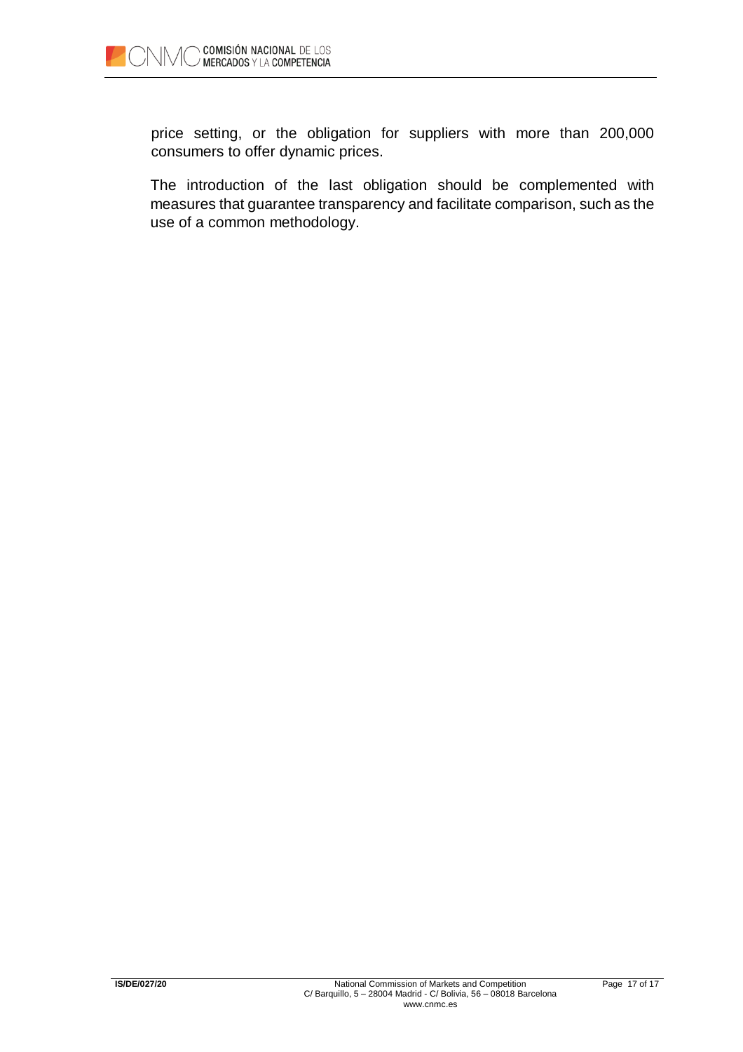price setting, or the obligation for suppliers with more than 200,000 consumers to offer dynamic prices.

The introduction of the last obligation should be complemented with measures that guarantee transparency and facilitate comparison, such as the use of a common methodology.